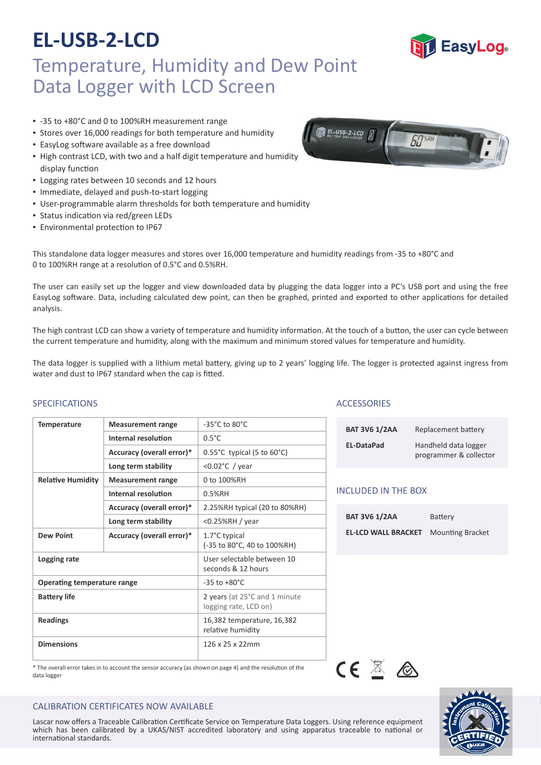# EL-USB-2-LCD

## Temperature, Humidity and Dew Point Data Logger with LCD Screen

- -35 to +80°C and 0 to 100%RH measurement range
- Stores over 16,000 readings for both temperature and humidity
- EasyLog software available as a free download
- High contrast LCD, with two and a half digit temperature and humidity display function
- Logging rates between 10 seconds and 12 hours
- Immediate, delayed and push-to-start logging
- User-programmable alarm thresholds for both temperature and humidity
- Status indication via red/green LEDs
- Environmental protection to IP67

This standalone data logger measures and stores over 16,000 temperature and humidity readings from -35 to +80°C and 0 to 100%RH range at a resolution of 0.5°C and 0.5%RH.

The user can easily set up the logger and view downloaded data by plugging the data logger into a PC's USB port and using the free EasyLog software. Data, including calculated dew point, can then be graphed, printed and exported to other applications for detailed analysis.

The high contrast LCD can show a variety of temperature and humidity information. At the touch of a button, the user can cycle between the current temperature and humidity, along with the maximum and minimum stored values for temperature and humidity.

The data logger is supplied with a lithium metal battery, giving up to 2 years' logging life. The logger is protected against ingress from water and dust to IP67 standard when the cap is fitted.

### SPECIFICATIONS

| | | |
|---|---|---|
| **Temperature** | **Measurement range** | -35°C to 80°C |
| | **Internal resolution** | 0.5°C |
| | **Accuracy (overall error)*** | 0.55°C typical (5 to 60°C) |
| | **Long term stability** | <0.02°C / year |
| **Relative Humidity** | **Measurement range** | 0 to 100%RH |
| | **Internal resolution** | 0.5%RH |
| | **Accuracy (overall error)*** | 2.25%RH typical (20 to 80%RH) |
| | **Long term stability** | <0.25%RH / year |
| **Dew Point** | **Accuracy (overall error)*** | 1.7°C typical (-35 to 80°C, 40 to 100%RH) |
| **Logging rate** | | User selectable between 10 seconds & 12 hours |
| **Operating temperature range** | | -35 to +80°C |
| **Battery life** | | 2 years (at 25°C and 1 minute logging rate, LCD on) |
| **Readings** | | 16,382 temperature, 16,382 relative humidity |
| **Dimensions** | | 126 x 25 x 22mm |

\* The overall error takes in to account the sensor accuracy (as shown on page 4) and the resolution of the data logger

### ACCESSORIES

| | |
|---|---|
| **BAT 3V6 1/2AA** | Replacement battery |
| **EL-DataPad** | Handheld data logger programmer & collector |

### INCLUDED IN THE BOX

| | |
|---|---|
| **BAT 3V6 1/2AA** | Battery |
| **EL-LCD WALL BRACKET** | Mounting Bracket |

### CALIBRATION CERTIFICATES NOW AVAILABLE

Lascar now offers a Traceable Calibration Certificate Service on Temperature Data Loggers. Using reference equipment which has been calibrated by a UKAS/NIST accredited laboratory and using apparatus traceable to national or international standards.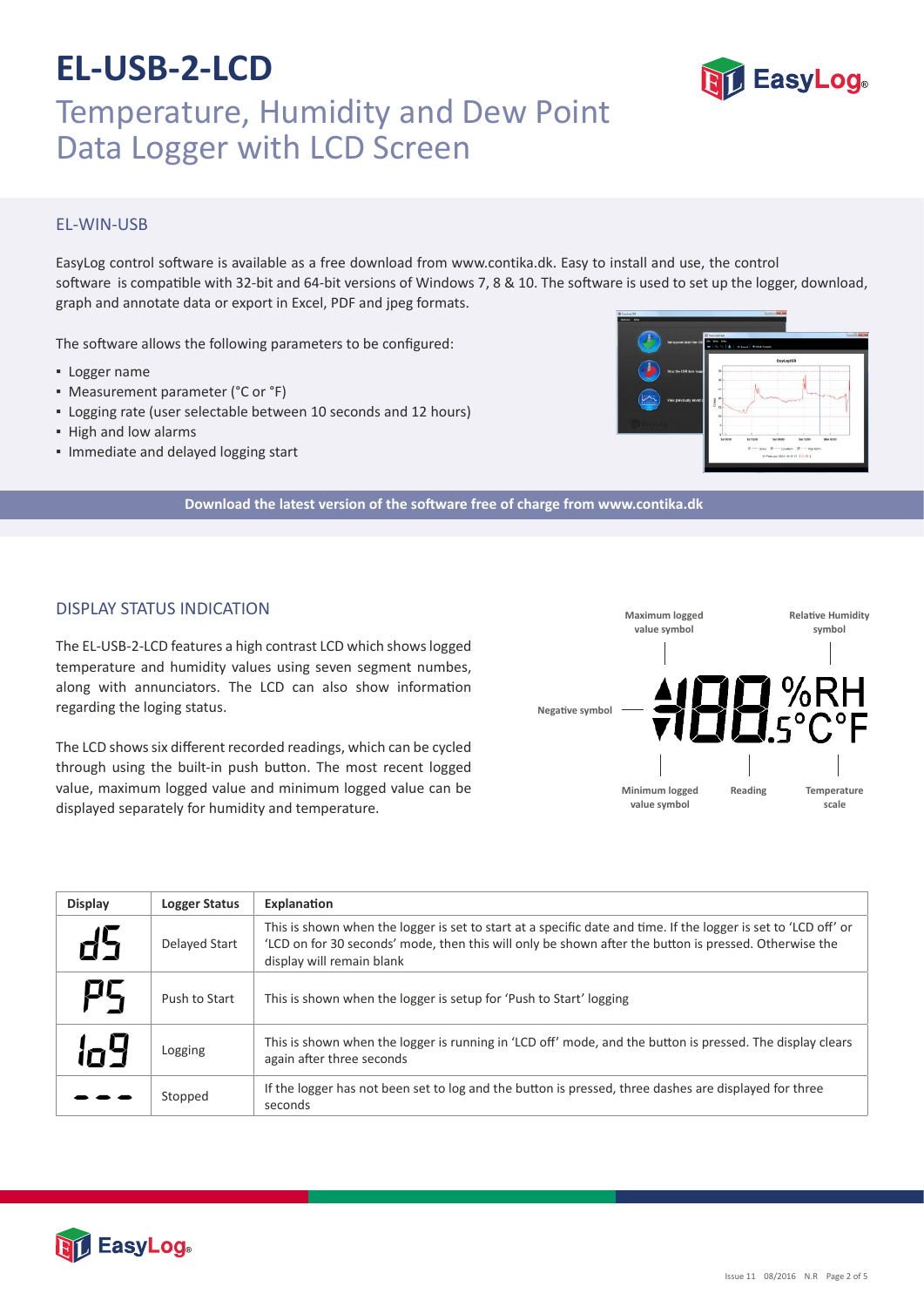# EL-USB-2-LCD

## Temperature, Humidity and Dew Point Data Logger with LCD Screen

### EL-WIN-USB

EasyLog control software is available as a free download from www.contika.dk. Easy to install and use, the control software is compatible with 32-bit and 64-bit versions of Windows 7, 8 & 10. The software is used to set up the logger, download, graph and annotate data or export in Excel, PDF and jpeg formats.

The software allows the following parameters to be configured:

- Logger name
- Measurement parameter (°C or °F)
- Logging rate (user selectable between 10 seconds and 12 hours)
- High and low alarms
- Immediate and delayed logging start

**Download the latest version of the software free of charge from www.contika.dk**

### DISPLAY STATUS INDICATION

The EL-USB-2-LCD features a high contrast LCD which shows logged temperature and humidity values using seven segment numbes, along with annunciators. The LCD can also show information regarding the loging status.

The LCD shows six different recorded readings, which can be cycled through using the built-in push button. The most recent logged value, maximum logged value and minimum logged value can be displayed separately for humidity and temperature.

Maximum logged value symbol · Relative Humidity symbol · Negative symbol · Minimum logged value symbol · Reading · Temperature scale

| Display | Logger Status | Explanation |
|---|---|---|
| dS | Delayed Start | This is shown when the logger is set to start at a specific date and time. If the logger is set to 'LCD off' or 'LCD on for 30 seconds' mode, then this will only be shown after the button is pressed. Otherwise the display will remain blank |
| PS | Push to Start | This is shown when the logger is setup for 'Push to Start' logging |
| log | Logging | This is shown when the logger is running in 'LCD off' mode, and the button is pressed. The display clears again after three seconds |
| - - - | Stopped | If the logger has not been set to log and the button is pressed, three dashes are displayed for three seconds |

Issue 11 08/2016 N.R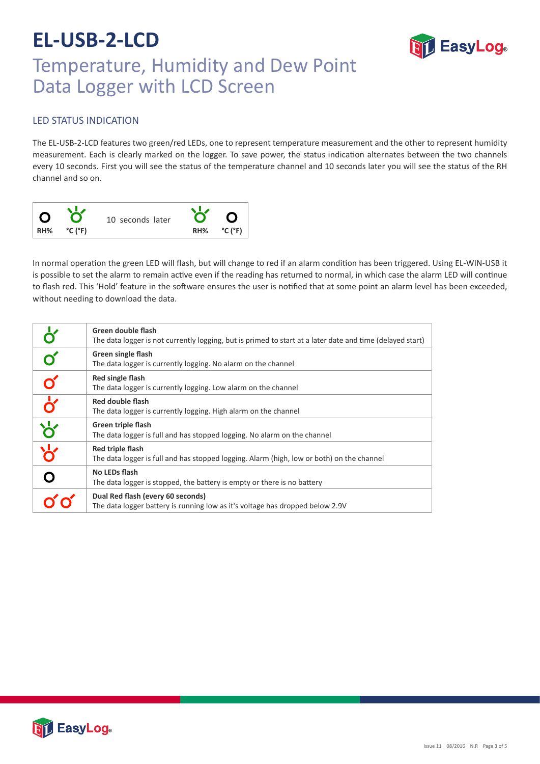# EL-USB-2-LCD

## Temperature, Humidity and Dew Point Data Logger with LCD Screen

### LED STATUS INDICATION

The EL-USB-2-LCD features two green/red LEDs, one to represent temperature measurement and the other to represent humidity measurement. Each is clearly marked on the logger. To save power, the status indication alternates between the two channels every 10 seconds. First you will see the status of the temperature channel and 10 seconds later you will see the status of the RH channel and so on.

| RH% | °C (°F) | 10 seconds later | RH% | °C (°F) |
|---|---|---|---|---|

In normal operation the green LED will flash, but will change to red if an alarm condition has been triggered. Using EL-WIN-USB it is possible to set the alarm to remain active even if the reading has returned to normal, in which case the alarm LED will continue to flash red. This 'Hold' feature in the software ensures the user is notified that at some point an alarm level has been exceeded, without needing to download the data.

| LED | Description |
|---|---|
| | **Green double flash**<br>The data logger is not currently logging, but is primed to start at a later date and time (delayed start) |
| | **Green single flash**<br>The data logger is currently logging. No alarm on the channel |
| | **Red single flash**<br>The data logger is currently logging. Low alarm on the channel |
| | **Red double flash**<br>The data logger is currently logging. High alarm on the channel |
| | **Green triple flash**<br>The data logger is full and has stopped logging. No alarm on the channel |
| | **Red triple flash**<br>The data logger is full and has stopped logging. Alarm (high, low or both) on the channel |
| | **No LEDs flash**<br>The data logger is stopped, the battery is empty or there is no battery |
| | **Dual Red flash (every 60 seconds)**<br>The data logger battery is running low as it's voltage has dropped below 2.9V |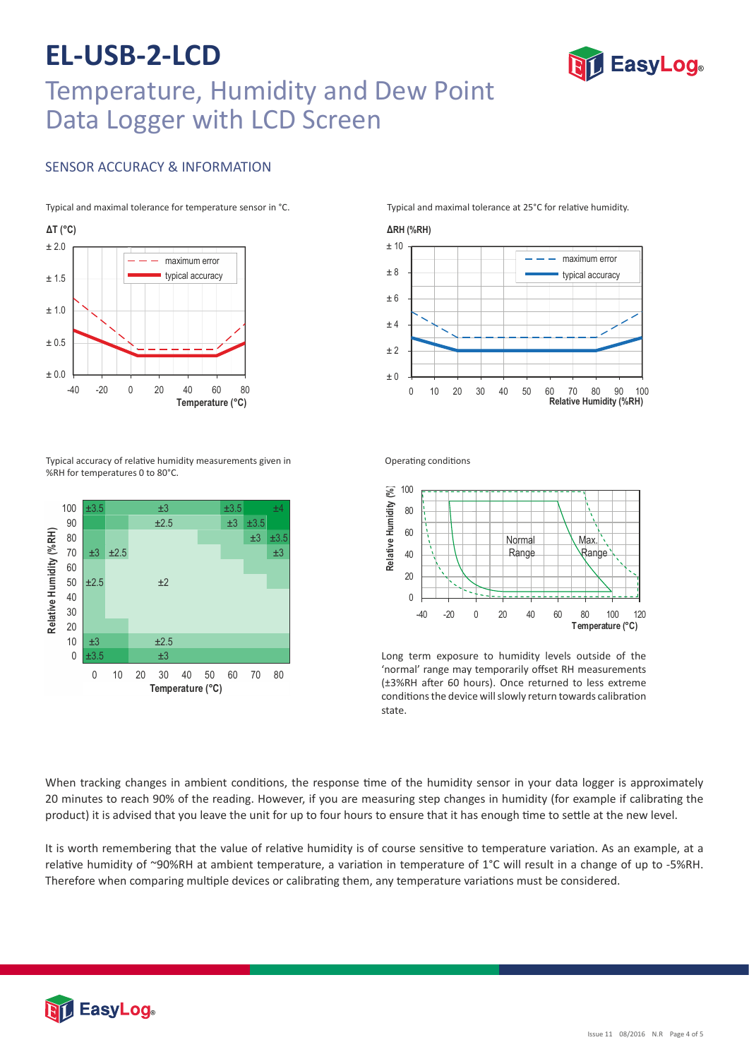# EL-USB-2-LCD

## Temperature, Humidity and Dew Point Data Logger with LCD Screen

### SENSOR ACCURACY & INFORMATION

Typical and maximal tolerance for temperature sensor in °C.

Typical and maximal tolerance at 25°C for relative humidity.

Typical accuracy of relative humidity measurements given in %RH for temperatures 0 to 80°C.

Operating conditions

Long term exposure to humidity levels outside of the ‘normal’ range may temporarily offset RH measurements (±3%RH after 60 hours). Once returned to less extreme conditions the device will slowly return towards calibration state.

When tracking changes in ambient conditions, the response time of the humidity sensor in your data logger is approximately 20 minutes to reach 90% of the reading. However, if you are measuring step changes in humidity (for example if calibrating the product) it is advised that you leave the unit for up to four hours to ensure that it has enough time to settle at the new level.

It is worth remembering that the value of relative humidity is of course sensitive to temperature variation. As an example, at a relative humidity of ~90%RH at ambient temperature, a variation in temperature of 1°C will result in a change of up to -5%RH. Therefore when comparing multiple devices or calibrating them, any temperature variations must be considered.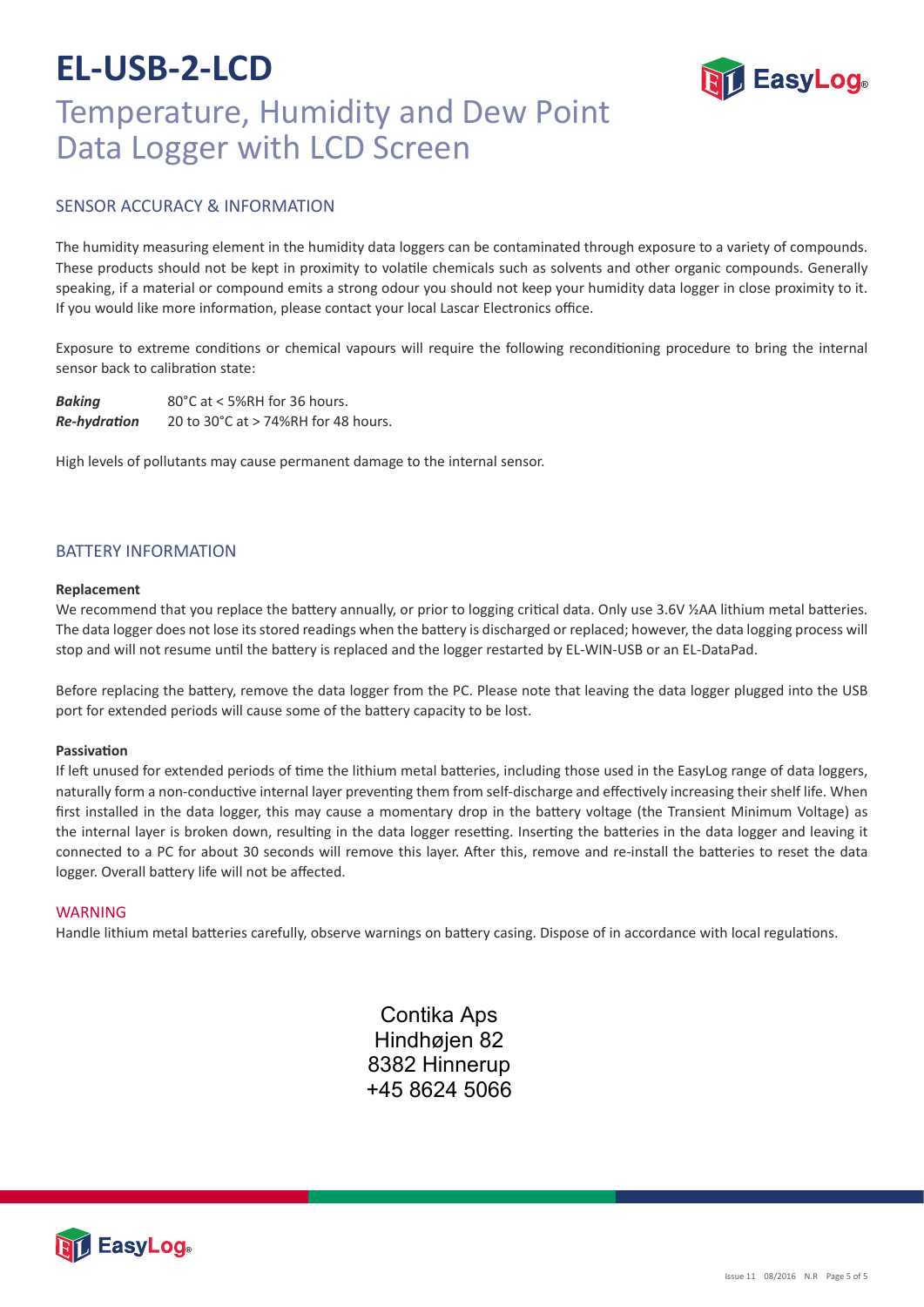# EL-USB-2-LCD

## Temperature, Humidity and Dew Point Data Logger with LCD Screen

### SENSOR ACCURACY & INFORMATION

The humidity measuring element in the humidity data loggers can be contaminated through exposure to a variety of compounds. These products should not be kept in proximity to volatile chemicals such as solvents and other organic compounds. Generally speaking, if a material or compound emits a strong odour you should not keep your humidity data logger in close proximity to it. If you would like more information, please contact your local Lascar Electronics office.

Exposure to extreme conditions or chemical vapours will require the following reconditioning procedure to bring the internal sensor back to calibration state:

***Baking*** 80°C at < 5%RH for 36 hours.
***Re-hydration*** 20 to 30°C at > 74%RH for 48 hours.

High levels of pollutants may cause permanent damage to the internal sensor.

### BATTERY INFORMATION

**Replacement**

We recommend that you replace the battery annually, or prior to logging critical data. Only use 3.6V ½AA lithium metal batteries. The data logger does not lose its stored readings when the battery is discharged or replaced; however, the data logging process will stop and will not resume until the battery is replaced and the logger restarted by EL-WIN-USB or an EL-DataPad.

Before replacing the battery, remove the data logger from the PC. Please note that leaving the data logger plugged into the USB port for extended periods will cause some of the battery capacity to be lost.

**Passivation**

If left unused for extended periods of time the lithium metal batteries, including those used in the EasyLog range of data loggers, naturally form a non-conductive internal layer preventing them from self-discharge and effectively increasing their shelf life. When first installed in the data logger, this may cause a momentary drop in the battery voltage (the Transient Minimum Voltage) as the internal layer is broken down, resulting in the data logger resetting. Inserting the batteries in the data logger and leaving it connected to a PC for about 30 seconds will remove this layer. After this, remove and re-install the batteries to reset the data logger. Overall battery life will not be affected.

### WARNING

Handle lithium metal batteries carefully, observe warnings on battery casing. Dispose of in accordance with local regulations.

Contika Aps
Hindhøjen 82
8382 Hinnerup
+45 8624 5066

Issue 11 08/2016 N.R